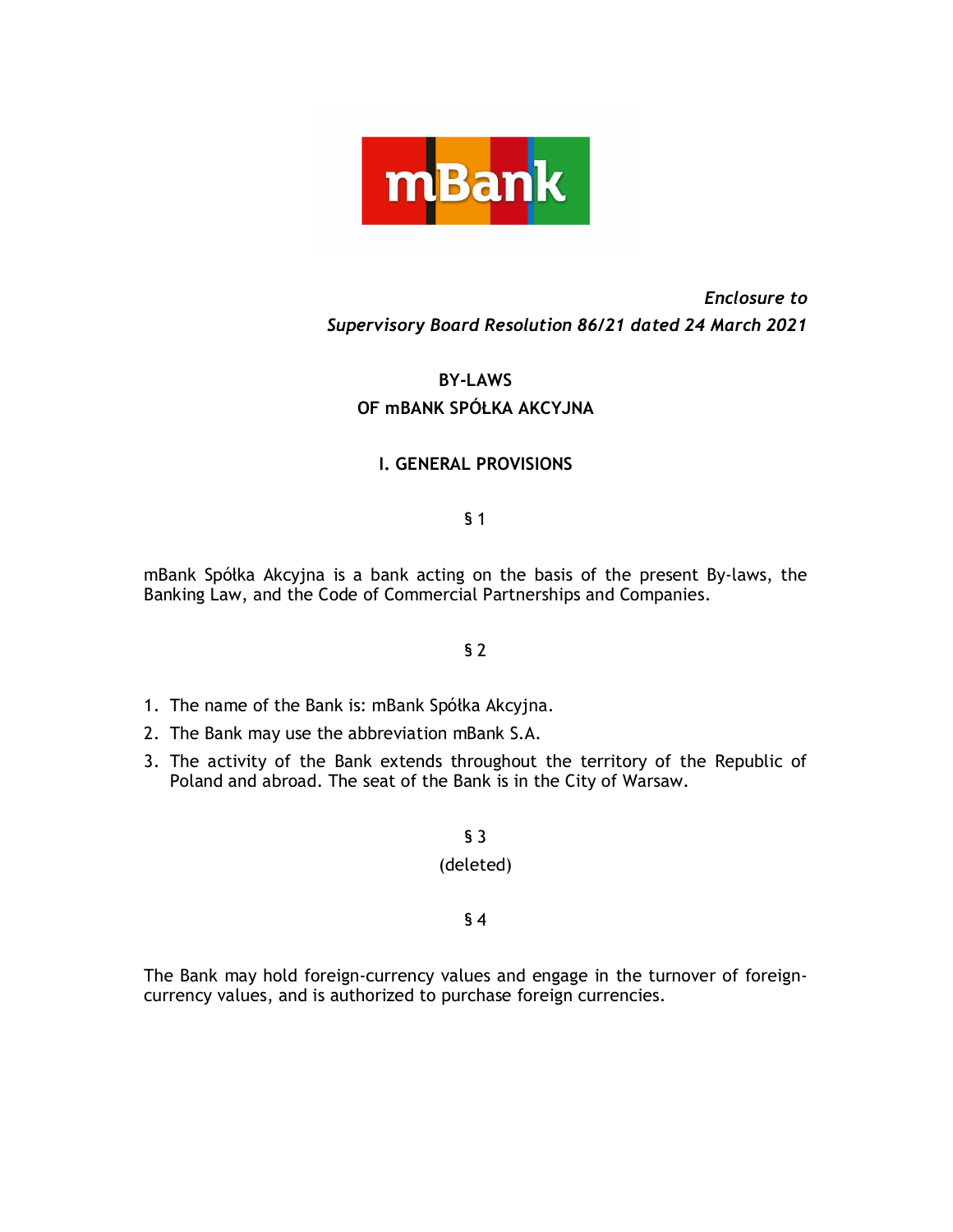*Enclosure to*
*Supervisory Board Resolution 86/21 dated 24 March 2021*

# BY-LAWS
# OF mBANK SPÓŁKA AKCYJNA

## I. GENERAL PROVISIONS

§ 1

mBank Spółka Akcyjna is a bank acting on the basis of the present By-laws, the Banking Law, and the Code of Commercial Partnerships and Companies.

§ 2

1. The name of the Bank is: mBank Spółka Akcyjna.
2. The Bank may use the abbreviation mBank S.A.
3. The activity of the Bank extends throughout the territory of the Republic of Poland and abroad. The seat of the Bank is in the City of Warsaw.

§ 3

(deleted)

§ 4

The Bank may hold foreign-currency values and engage in the turnover of foreign-currency values, and is authorized to purchase foreign currencies.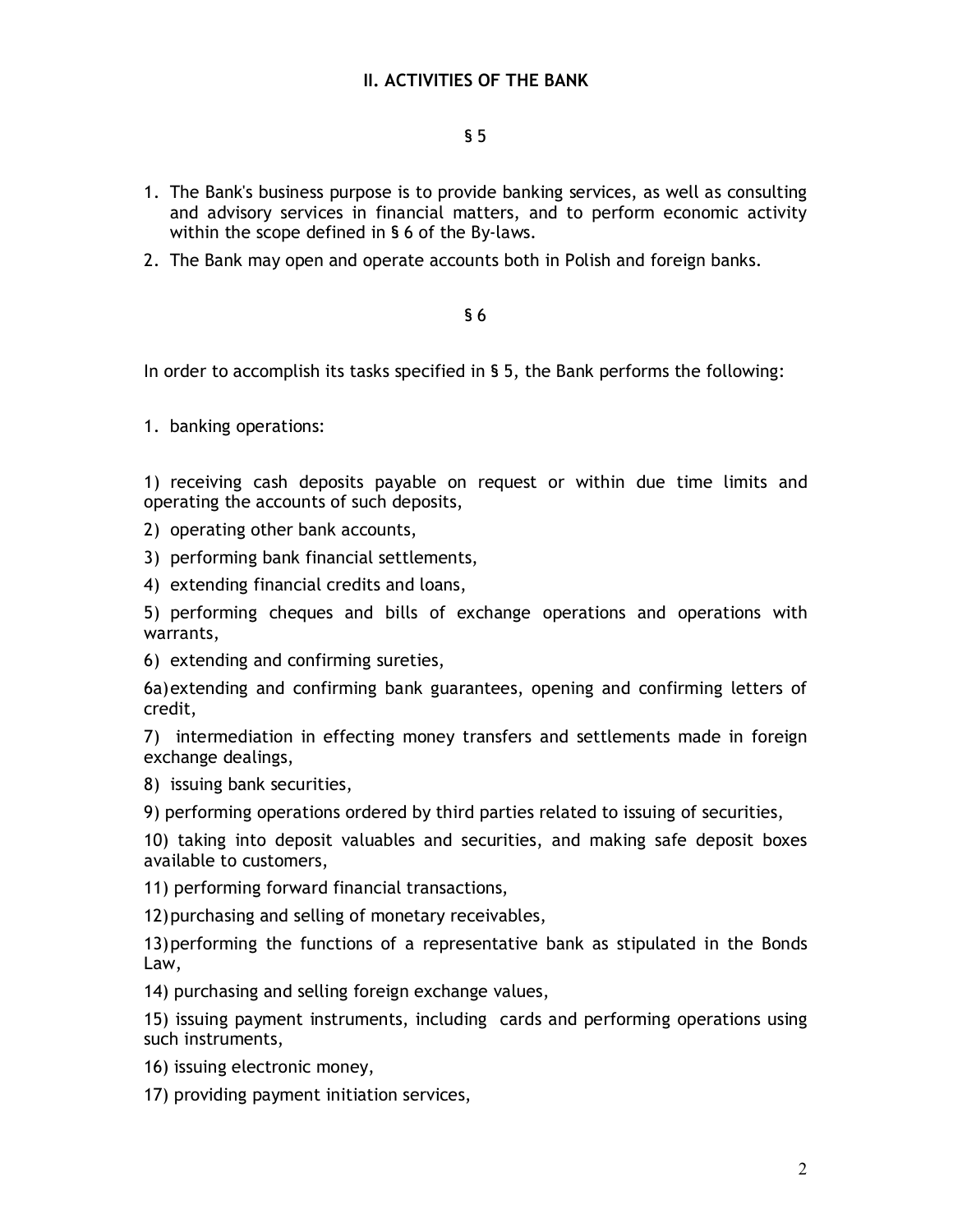## II. ACTIVITIES OF THE BANK

§ 5

1. The Bank's business purpose is to provide banking services, as well as consulting and advisory services in financial matters, and to perform economic activity within the scope defined in § 6 of the By-laws.
2. The Bank may open and operate accounts both in Polish and foreign banks.

§ 6

In order to accomplish its tasks specified in § 5, the Bank performs the following:

1. banking operations:

1) receiving cash deposits payable on request or within due time limits and operating the accounts of such deposits,

2) operating other bank accounts,

3) performing bank financial settlements,

4) extending financial credits and loans,

5) performing cheques and bills of exchange operations and operations with warrants,

6) extending and confirming sureties,

6a) extending and confirming bank guarantees, opening and confirming letters of credit,

7) intermediation in effecting money transfers and settlements made in foreign exchange dealings,

8) issuing bank securities,

9) performing operations ordered by third parties related to issuing of securities,

10) taking into deposit valuables and securities, and making safe deposit boxes available to customers,

11) performing forward financial transactions,

12) purchasing and selling of monetary receivables,

13) performing the functions of a representative bank as stipulated in the Bonds Law,

14) purchasing and selling foreign exchange values,

15) issuing payment instruments, including cards and performing operations using such instruments,

16) issuing electronic money,

17) providing payment initiation services,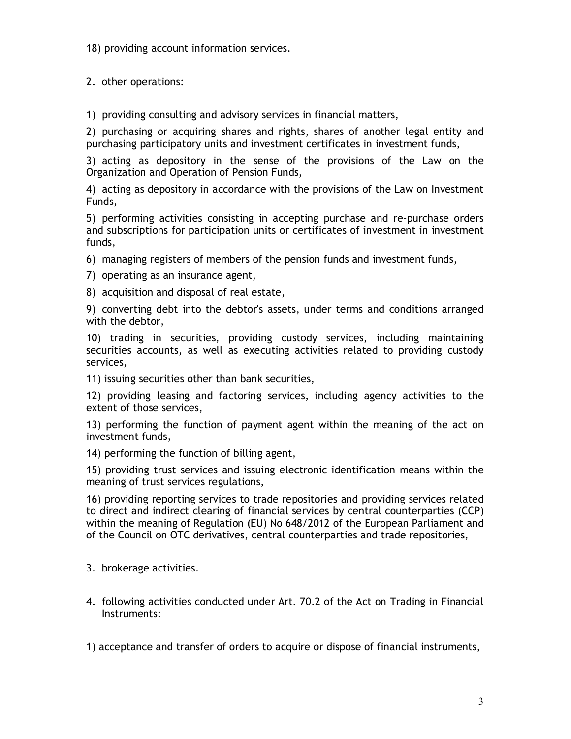18) providing account information services.

2. other operations:

1) providing consulting and advisory services in financial matters,

2) purchasing or acquiring shares and rights, shares of another legal entity and purchasing participatory units and investment certificates in investment funds,

3) acting as depository in the sense of the provisions of the Law on the Organization and Operation of Pension Funds,

4) acting as depository in accordance with the provisions of the Law on Investment Funds,

5) performing activities consisting in accepting purchase and re-purchase orders and subscriptions for participation units or certificates of investment in investment funds,

6) managing registers of members of the pension funds and investment funds,

7) operating as an insurance agent,

8) acquisition and disposal of real estate,

9) converting debt into the debtor's assets, under terms and conditions arranged with the debtor,

10) trading in securities, providing custody services, including maintaining securities accounts, as well as executing activities related to providing custody services,

11) issuing securities other than bank securities,

12) providing leasing and factoring services, including agency activities to the extent of those services,

13) performing the function of payment agent within the meaning of the act on investment funds,

14) performing the function of billing agent,

15) providing trust services and issuing electronic identification means within the meaning of trust services regulations,

16) providing reporting services to trade repositories and providing services related to direct and indirect clearing of financial services by central counterparties (CCP) within the meaning of Regulation (EU) No 648/2012 of the European Parliament and of the Council on OTC derivatives, central counterparties and trade repositories,

3. brokerage activities.

4. following activities conducted under Art. 70.2 of the Act on Trading in Financial Instruments:

1) acceptance and transfer of orders to acquire or dispose of financial instruments,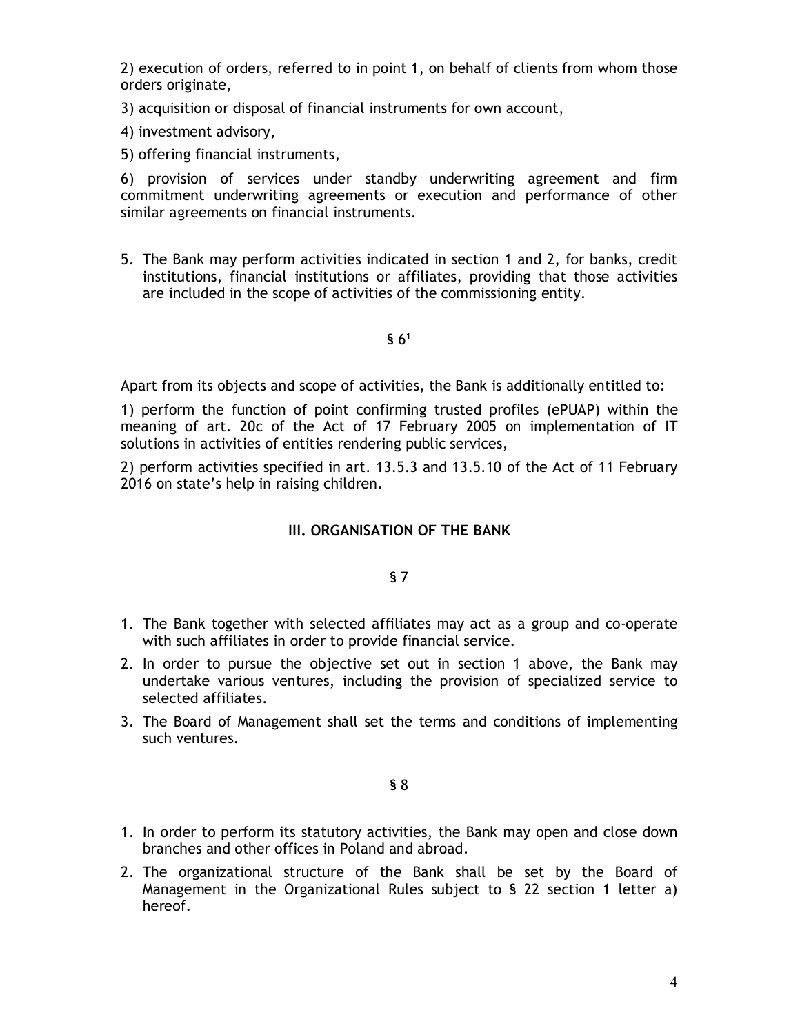2) execution of orders, referred to in point 1, on behalf of clients from whom those orders originate,

3) acquisition or disposal of financial instruments for own account,

4) investment advisory,

5) offering financial instruments,

6) provision of services under standby underwriting agreement and firm commitment underwriting agreements or execution and performance of other similar agreements on financial instruments.

5. The Bank may perform activities indicated in section 1 and 2, for banks, credit institutions, financial institutions or affiliates, providing that those activities are included in the scope of activities of the commissioning entity.

§ 6[1]

Apart from its objects and scope of activities, the Bank is additionally entitled to:

1) perform the function of point confirming trusted profiles (ePUAP) within the meaning of art. 20c of the Act of 17 February 2005 on implementation of IT solutions in activities of entities rendering public services,

2) perform activities specified in art. 13.5.3 and 13.5.10 of the Act of 11 February 2016 on state's help in raising children.

## III. ORGANISATION OF THE BANK

§ 7

1. The Bank together with selected affiliates may act as a group and co-operate with such affiliates in order to provide financial service.
2. In order to pursue the objective set out in section 1 above, the Bank may undertake various ventures, including the provision of specialized service to selected affiliates.
3. The Board of Management shall set the terms and conditions of implementing such ventures.

§ 8

1. In order to perform its statutory activities, the Bank may open and close down branches and other offices in Poland and abroad.
2. The organizational structure of the Bank shall be set by the Board of Management in the Organizational Rules subject to § 22 section 1 letter a) hereof.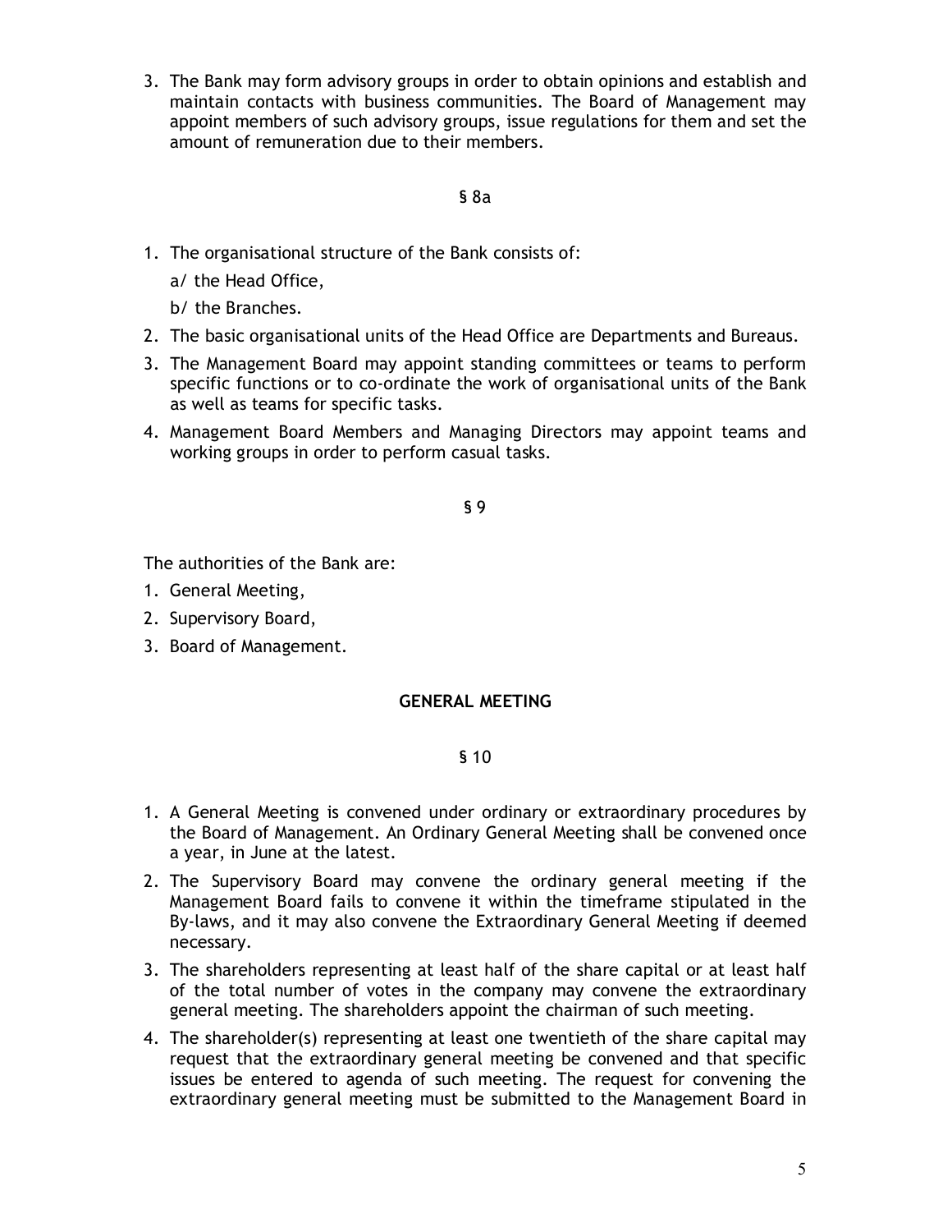3. The Bank may form advisory groups in order to obtain opinions and establish and maintain contacts with business communities. The Board of Management may appoint members of such advisory groups, issue regulations for them and set the amount of remuneration due to their members.

§ 8a

1. The organisational structure of the Bank consists of:

   a/ the Head Office,

   b/ the Branches.

2. The basic organisational units of the Head Office are Departments and Bureaus.
3. The Management Board may appoint standing committees or teams to perform specific functions or to co-ordinate the work of organisational units of the Bank as well as teams for specific tasks.
4. Management Board Members and Managing Directors may appoint teams and working groups in order to perform casual tasks.

§ 9

The authorities of the Bank are:

1. General Meeting,
2. Supervisory Board,
3. Board of Management.

## GENERAL MEETING

§ 10

1. A General Meeting is convened under ordinary or extraordinary procedures by the Board of Management. An Ordinary General Meeting shall be convened once a year, in June at the latest.
2. The Supervisory Board may convene the ordinary general meeting if the Management Board fails to convene it within the timeframe stipulated in the By-laws, and it may also convene the Extraordinary General Meeting if deemed necessary.
3. The shareholders representing at least half of the share capital or at least half of the total number of votes in the company may convene the extraordinary general meeting. The shareholders appoint the chairman of such meeting.
4. The shareholder(s) representing at least one twentieth of the share capital may request that the extraordinary general meeting be convened and that specific issues be entered to agenda of such meeting. The request for convening the extraordinary general meeting must be submitted to the Management Board in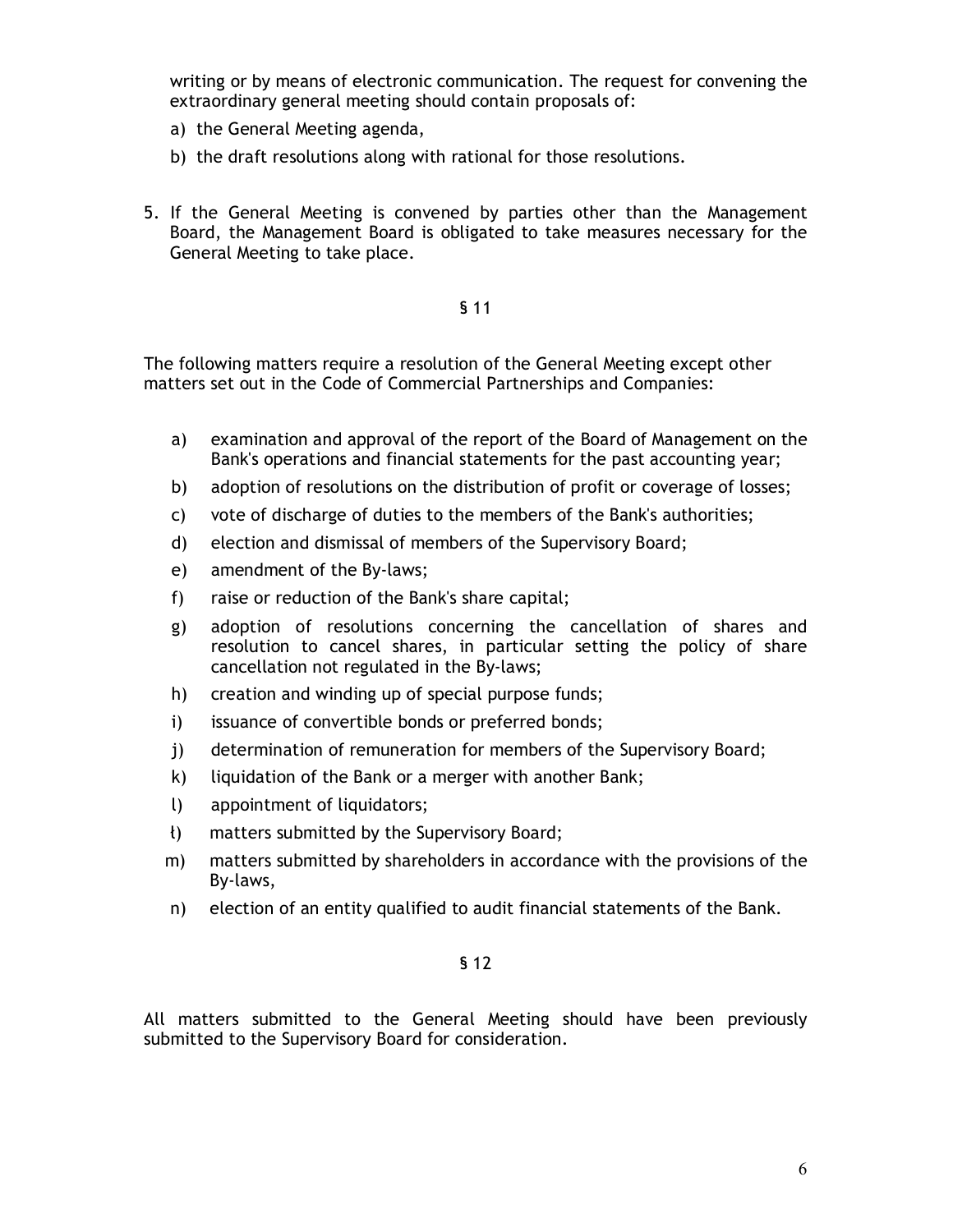writing or by means of electronic communication. The request for convening the extraordinary general meeting should contain proposals of:

a) the General Meeting agenda,
b) the draft resolutions along with rational for those resolutions.

5. If the General Meeting is convened by parties other than the Management Board, the Management Board is obligated to take measures necessary for the General Meeting to take place.

§ 11

The following matters require a resolution of the General Meeting except other matters set out in the Code of Commercial Partnerships and Companies:

a) examination and approval of the report of the Board of Management on the Bank's operations and financial statements for the past accounting year;
b) adoption of resolutions on the distribution of profit or coverage of losses;
c) vote of discharge of duties to the members of the Bank's authorities;
d) election and dismissal of members of the Supervisory Board;
e) amendment of the By-laws;
f) raise or reduction of the Bank's share capital;
g) adoption of resolutions concerning the cancellation of shares and resolution to cancel shares, in particular setting the policy of share cancellation not regulated in the By-laws;
h) creation and winding up of special purpose funds;
i) issuance of convertible bonds or preferred bonds;
j) determination of remuneration for members of the Supervisory Board;
k) liquidation of the Bank or a merger with another Bank;
l) appointment of liquidators;
ł) matters submitted by the Supervisory Board;
m) matters submitted by shareholders in accordance with the provisions of the By-laws,
n) election of an entity qualified to audit financial statements of the Bank.

§ 12

All matters submitted to the General Meeting should have been previously submitted to the Supervisory Board for consideration.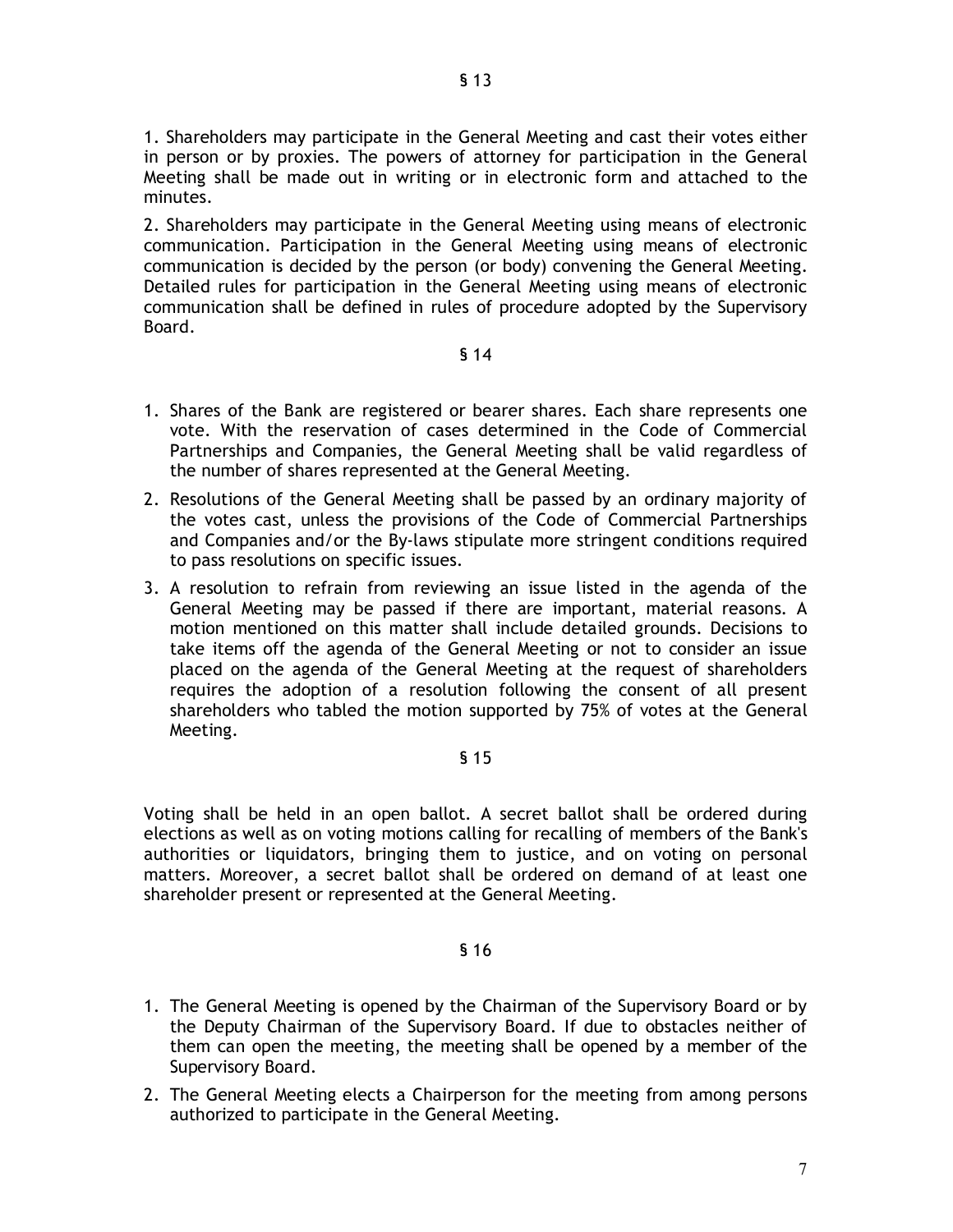## § 13

1. Shareholders may participate in the General Meeting and cast their votes either in person or by proxies. The powers of attorney for participation in the General Meeting shall be made out in writing or in electronic form and attached to the minutes.

2. Shareholders may participate in the General Meeting using means of electronic communication. Participation in the General Meeting using means of electronic communication is decided by the person (or body) convening the General Meeting. Detailed rules for participation in the General Meeting using means of electronic communication shall be defined in rules of procedure adopted by the Supervisory Board.

## § 14

1. Shares of the Bank are registered or bearer shares. Each share represents one vote. With the reservation of cases determined in the Code of Commercial Partnerships and Companies, the General Meeting shall be valid regardless of the number of shares represented at the General Meeting.
2. Resolutions of the General Meeting shall be passed by an ordinary majority of the votes cast, unless the provisions of the Code of Commercial Partnerships and Companies and/or the By-laws stipulate more stringent conditions required to pass resolutions on specific issues.
3. A resolution to refrain from reviewing an issue listed in the agenda of the General Meeting may be passed if there are important, material reasons. A motion mentioned on this matter shall include detailed grounds. Decisions to take items off the agenda of the General Meeting or not to consider an issue placed on the agenda of the General Meeting at the request of shareholders requires the adoption of a resolution following the consent of all present shareholders who tabled the motion supported by 75% of votes at the General Meeting.

## § 15

Voting shall be held in an open ballot. A secret ballot shall be ordered during elections as well as on voting motions calling for recalling of members of the Bank's authorities or liquidators, bringing them to justice, and on voting on personal matters. Moreover, a secret ballot shall be ordered on demand of at least one shareholder present or represented at the General Meeting.

## § 16

1. The General Meeting is opened by the Chairman of the Supervisory Board or by the Deputy Chairman of the Supervisory Board. If due to obstacles neither of them can open the meeting, the meeting shall be opened by a member of the Supervisory Board.
2. The General Meeting elects a Chairperson for the meeting from among persons authorized to participate in the General Meeting.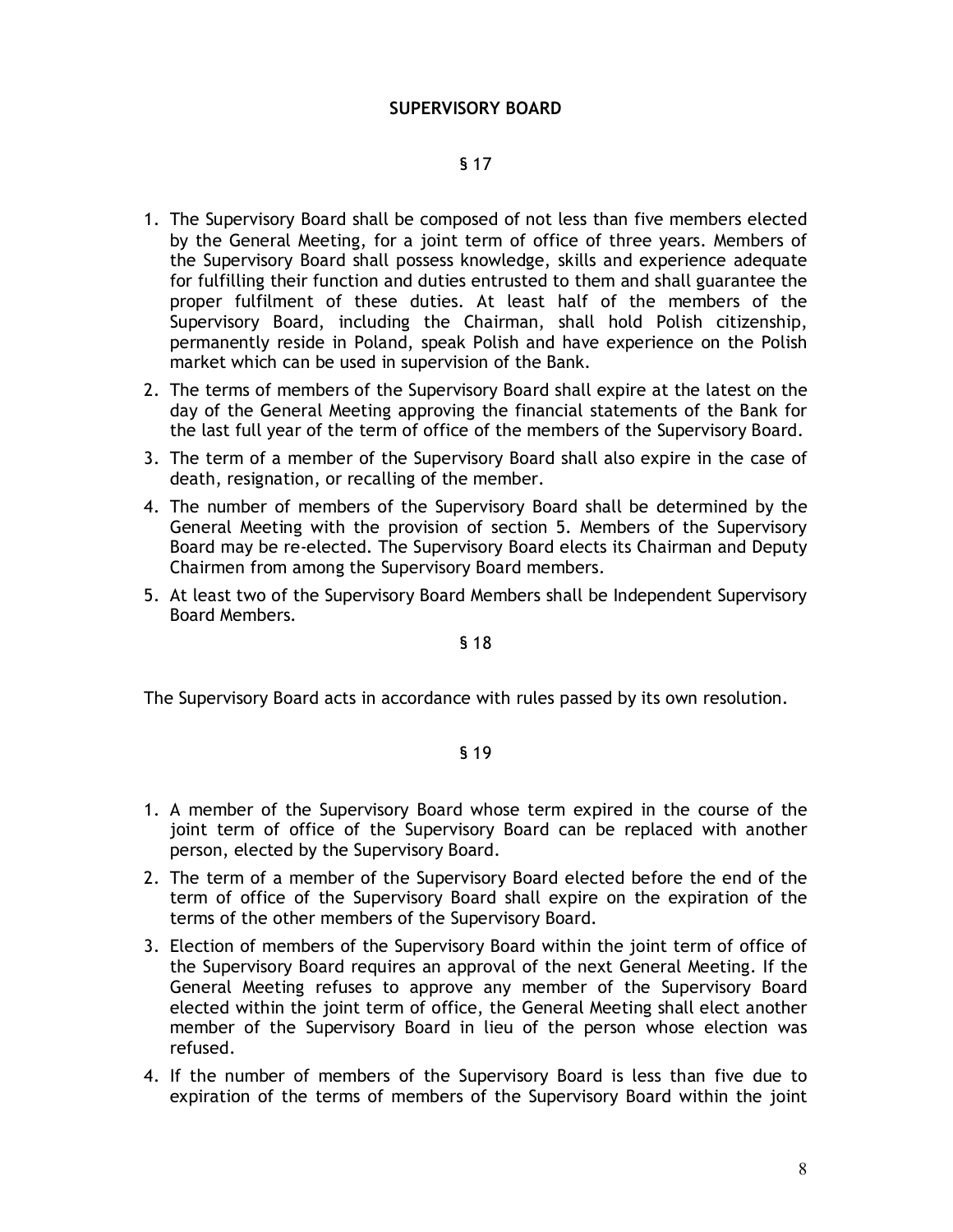## SUPERVISORY BOARD

§ 17

1. The Supervisory Board shall be composed of not less than five members elected by the General Meeting, for a joint term of office of three years. Members of the Supervisory Board shall possess knowledge, skills and experience adequate for fulfilling their function and duties entrusted to them and shall guarantee the proper fulfilment of these duties. At least half of the members of the Supervisory Board, including the Chairman, shall hold Polish citizenship, permanently reside in Poland, speak Polish and have experience on the Polish market which can be used in supervision of the Bank.
2. The terms of members of the Supervisory Board shall expire at the latest on the day of the General Meeting approving the financial statements of the Bank for the last full year of the term of office of the members of the Supervisory Board.
3. The term of a member of the Supervisory Board shall also expire in the case of death, resignation, or recalling of the member.
4. The number of members of the Supervisory Board shall be determined by the General Meeting with the provision of section 5. Members of the Supervisory Board may be re-elected. The Supervisory Board elects its Chairman and Deputy Chairmen from among the Supervisory Board members.
5. At least two of the Supervisory Board Members shall be Independent Supervisory Board Members.

§ 18

The Supervisory Board acts in accordance with rules passed by its own resolution.

§ 19

1. A member of the Supervisory Board whose term expired in the course of the joint term of office of the Supervisory Board can be replaced with another person, elected by the Supervisory Board.
2. The term of a member of the Supervisory Board elected before the end of the term of office of the Supervisory Board shall expire on the expiration of the terms of the other members of the Supervisory Board.
3. Election of members of the Supervisory Board within the joint term of office of the Supervisory Board requires an approval of the next General Meeting. If the General Meeting refuses to approve any member of the Supervisory Board elected within the joint term of office, the General Meeting shall elect another member of the Supervisory Board in lieu of the person whose election was refused.
4. If the number of members of the Supervisory Board is less than five due to expiration of the terms of members of the Supervisory Board within the joint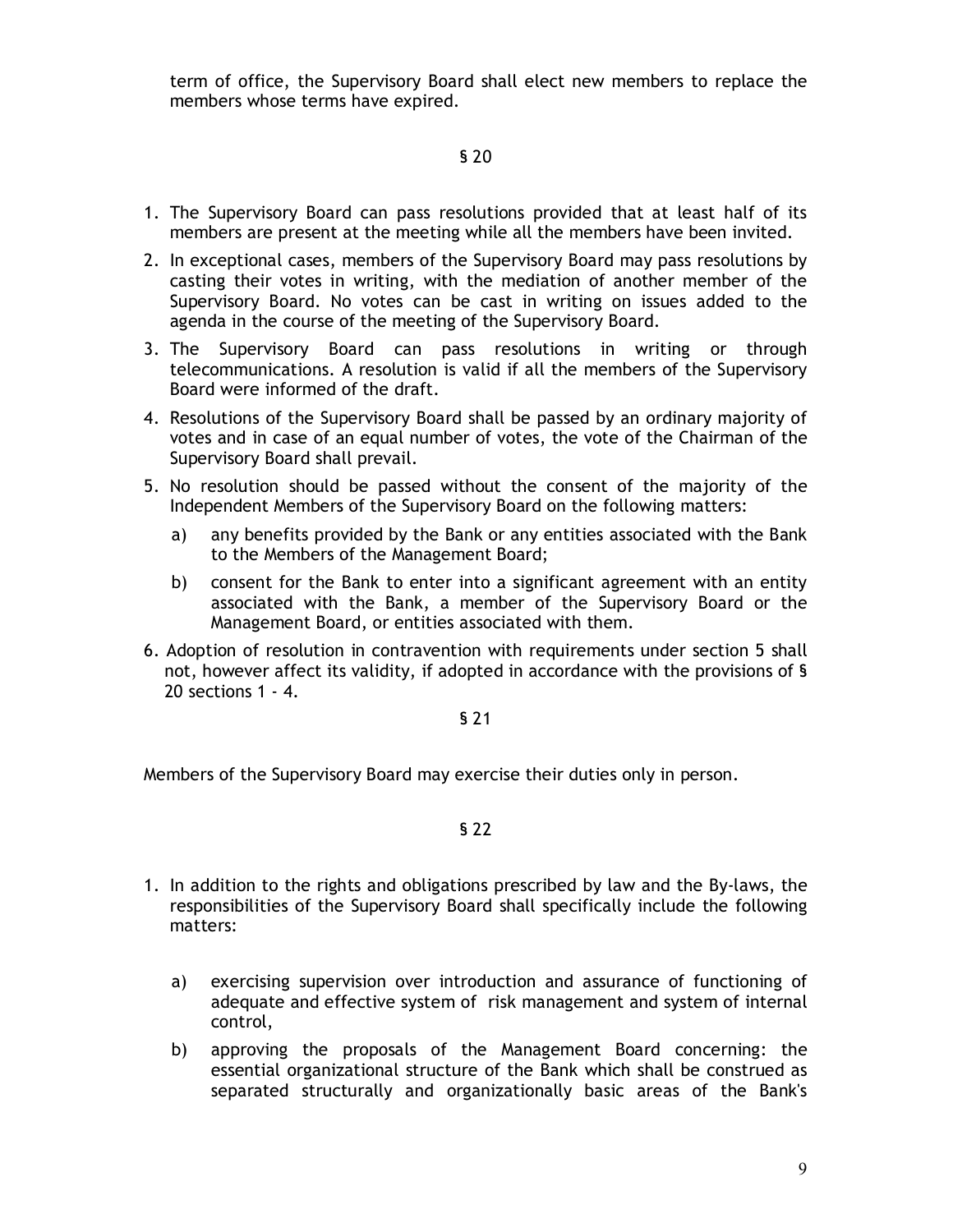term of office, the Supervisory Board shall elect new members to replace the members whose terms have expired.

§ 20

1. The Supervisory Board can pass resolutions provided that at least half of its members are present at the meeting while all the members have been invited.
2. In exceptional cases, members of the Supervisory Board may pass resolutions by casting their votes in writing, with the mediation of another member of the Supervisory Board. No votes can be cast in writing on issues added to the agenda in the course of the meeting of the Supervisory Board.
3. The Supervisory Board can pass resolutions in writing or through telecommunications. A resolution is valid if all the members of the Supervisory Board were informed of the draft.
4. Resolutions of the Supervisory Board shall be passed by an ordinary majority of votes and in case of an equal number of votes, the vote of the Chairman of the Supervisory Board shall prevail.
5. No resolution should be passed without the consent of the majority of the Independent Members of the Supervisory Board on the following matters:
   a) any benefits provided by the Bank or any entities associated with the Bank to the Members of the Management Board;
   b) consent for the Bank to enter into a significant agreement with an entity associated with the Bank, a member of the Supervisory Board or the Management Board, or entities associated with them.
6. Adoption of resolution in contravention with requirements under section 5 shall not, however affect its validity, if adopted in accordance with the provisions of § 20 sections 1 - 4.

§ 21

Members of the Supervisory Board may exercise their duties only in person.

§ 22

1. In addition to the rights and obligations prescribed by law and the By-laws, the responsibilities of the Supervisory Board shall specifically include the following matters:
   a) exercising supervision over introduction and assurance of functioning of adequate and effective system of risk management and system of internal control,
   b) approving the proposals of the Management Board concerning: the essential organizational structure of the Bank which shall be construed as separated structurally and organizationally basic areas of the Bank's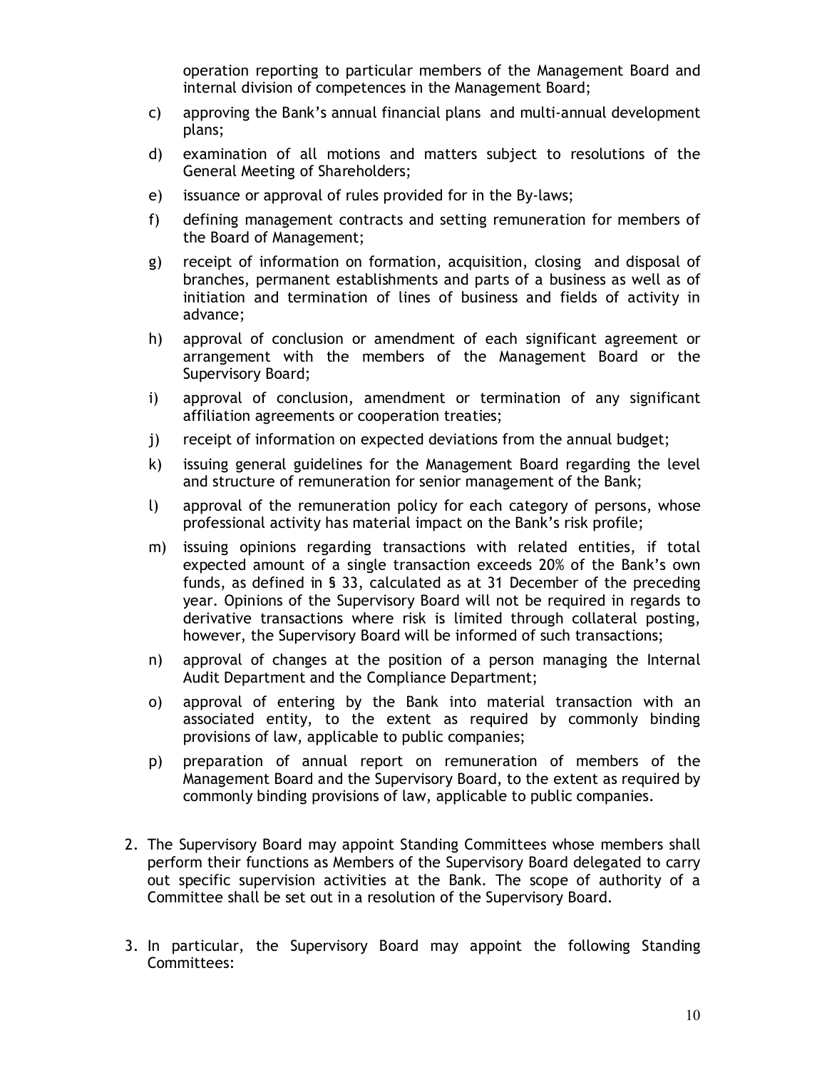operation reporting to particular members of the Management Board and internal division of competences in the Management Board;

c) approving the Bank's annual financial plans and multi-annual development plans;

d) examination of all motions and matters subject to resolutions of the General Meeting of Shareholders;

e) issuance or approval of rules provided for in the By-laws;

f) defining management contracts and setting remuneration for members of the Board of Management;

g) receipt of information on formation, acquisition, closing and disposal of branches, permanent establishments and parts of a business as well as of initiation and termination of lines of business and fields of activity in advance;

h) approval of conclusion or amendment of each significant agreement or arrangement with the members of the Management Board or the Supervisory Board;

i) approval of conclusion, amendment or termination of any significant affiliation agreements or cooperation treaties;

j) receipt of information on expected deviations from the annual budget;

k) issuing general guidelines for the Management Board regarding the level and structure of remuneration for senior management of the Bank;

l) approval of the remuneration policy for each category of persons, whose professional activity has material impact on the Bank's risk profile;

m) issuing opinions regarding transactions with related entities, if total expected amount of a single transaction exceeds 20% of the Bank's own funds, as defined in § 33, calculated as at 31 December of the preceding year. Opinions of the Supervisory Board will not be required in regards to derivative transactions where risk is limited through collateral posting, however, the Supervisory Board will be informed of such transactions;

n) approval of changes at the position of a person managing the Internal Audit Department and the Compliance Department;

o) approval of entering by the Bank into material transaction with an associated entity, to the extent as required by commonly binding provisions of law, applicable to public companies;

p) preparation of annual report on remuneration of members of the Management Board and the Supervisory Board, to the extent as required by commonly binding provisions of law, applicable to public companies.

2. The Supervisory Board may appoint Standing Committees whose members shall perform their functions as Members of the Supervisory Board delegated to carry out specific supervision activities at the Bank. The scope of authority of a Committee shall be set out in a resolution of the Supervisory Board.

3. In particular, the Supervisory Board may appoint the following Standing Committees: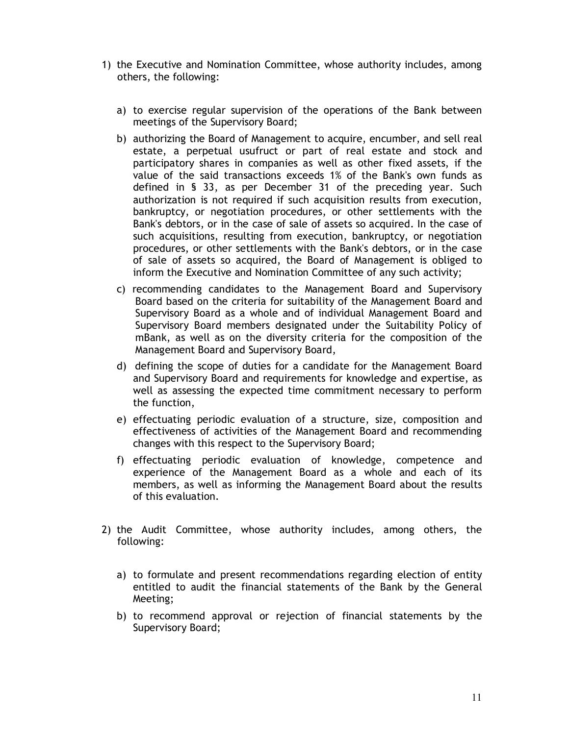1) the Executive and Nomination Committee, whose authority includes, among others, the following:

   a) to exercise regular supervision of the operations of the Bank between meetings of the Supervisory Board;

   b) authorizing the Board of Management to acquire, encumber, and sell real estate, a perpetual usufruct or part of real estate and stock and participatory shares in companies as well as other fixed assets, if the value of the said transactions exceeds 1% of the Bank's own funds as defined in § 33, as per December 31 of the preceding year. Such authorization is not required if such acquisition results from execution, bankruptcy, or negotiation procedures, or other settlements with the Bank's debtors, or in the case of sale of assets so acquired. In the case of such acquisitions, resulting from execution, bankruptcy, or negotiation procedures, or other settlements with the Bank's debtors, or in the case of sale of assets so acquired, the Board of Management is obliged to inform the Executive and Nomination Committee of any such activity;

   c) recommending candidates to the Management Board and Supervisory Board based on the criteria for suitability of the Management Board and Supervisory Board as a whole and of individual Management Board and Supervisory Board members designated under the Suitability Policy of mBank, as well as on the diversity criteria for the composition of the Management Board and Supervisory Board,

   d) defining the scope of duties for a candidate for the Management Board and Supervisory Board and requirements for knowledge and expertise, as well as assessing the expected time commitment necessary to perform the function,

   e) effectuating periodic evaluation of a structure, size, composition and effectiveness of activities of the Management Board and recommending changes with this respect to the Supervisory Board;

   f) effectuating periodic evaluation of knowledge, competence and experience of the Management Board as a whole and each of its members, as well as informing the Management Board about the results of this evaluation.

2) the Audit Committee, whose authority includes, among others, the following:

   a) to formulate and present recommendations regarding election of entity entitled to audit the financial statements of the Bank by the General Meeting;

   b) to recommend approval or rejection of financial statements by the Supervisory Board;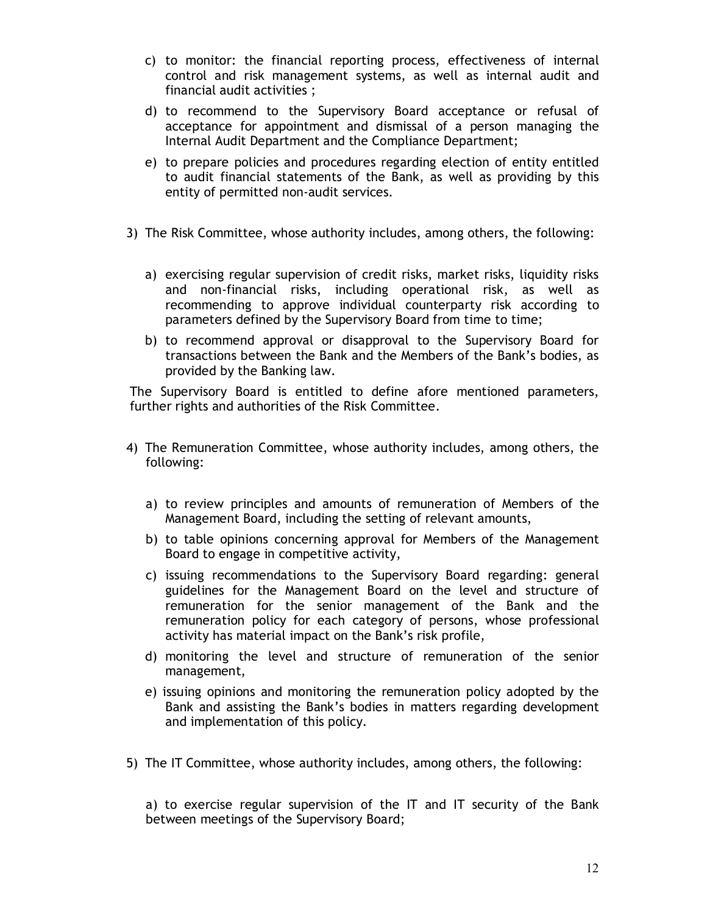c) to monitor: the financial reporting process, effectiveness of internal control and risk management systems, as well as internal audit and financial audit activities ;

d) to recommend to the Supervisory Board acceptance or refusal of acceptance for appointment and dismissal of a person managing the Internal Audit Department and the Compliance Department;

e) to prepare policies and procedures regarding election of entity entitled to audit financial statements of the Bank, as well as providing by this entity of permitted non-audit services.

3) The Risk Committee, whose authority includes, among others, the following:

   a) exercising regular supervision of credit risks, market risks, liquidity risks and non-financial risks, including operational risk, as well as recommending to approve individual counterparty risk according to parameters defined by the Supervisory Board from time to time;

   b) to recommend approval or disapproval to the Supervisory Board for transactions between the Bank and the Members of the Bank's bodies, as provided by the Banking law.

The Supervisory Board is entitled to define afore mentioned parameters, further rights and authorities of the Risk Committee.

4) The Remuneration Committee, whose authority includes, among others, the following:

   a) to review principles and amounts of remuneration of Members of the Management Board, including the setting of relevant amounts,

   b) to table opinions concerning approval for Members of the Management Board to engage in competitive activity,

   c) issuing recommendations to the Supervisory Board regarding: general guidelines for the Management Board on the level and structure of remuneration for the senior management of the Bank and the remuneration policy for each category of persons, whose professional activity has material impact on the Bank's risk profile,

   d) monitoring the level and structure of remuneration of the senior management,

   e) issuing opinions and monitoring the remuneration policy adopted by the Bank and assisting the Bank's bodies in matters regarding development and implementation of this policy.

5) The IT Committee, whose authority includes, among others, the following:

   a) to exercise regular supervision of the IT and IT security of the Bank between meetings of the Supervisory Board;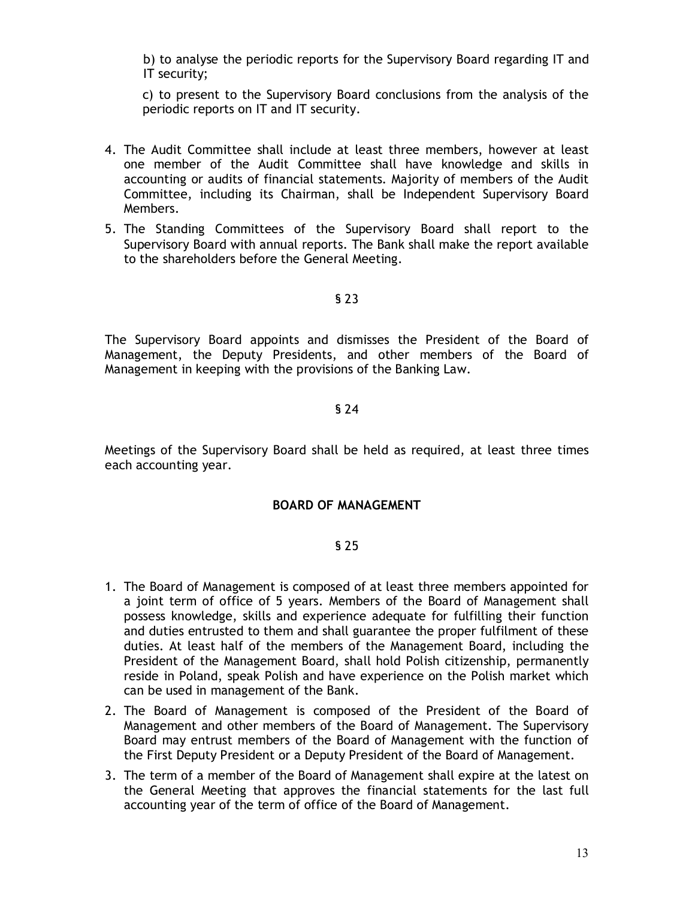b) to analyse the periodic reports for the Supervisory Board regarding IT and IT security;

c) to present to the Supervisory Board conclusions from the analysis of the periodic reports on IT and IT security.

4. The Audit Committee shall include at least three members, however at least one member of the Audit Committee shall have knowledge and skills in accounting or audits of financial statements. Majority of members of the Audit Committee, including its Chairman, shall be Independent Supervisory Board Members.
5. The Standing Committees of the Supervisory Board shall report to the Supervisory Board with annual reports. The Bank shall make the report available to the shareholders before the General Meeting.

§ 23

The Supervisory Board appoints and dismisses the President of the Board of Management, the Deputy Presidents, and other members of the Board of Management in keeping with the provisions of the Banking Law.

§ 24

Meetings of the Supervisory Board shall be held as required, at least three times each accounting year.

## BOARD OF MANAGEMENT

§ 25

1. The Board of Management is composed of at least three members appointed for a joint term of office of 5 years. Members of the Board of Management shall possess knowledge, skills and experience adequate for fulfilling their function and duties entrusted to them and shall guarantee the proper fulfilment of these duties. At least half of the members of the Management Board, including the President of the Management Board, shall hold Polish citizenship, permanently reside in Poland, speak Polish and have experience on the Polish market which can be used in management of the Bank.
2. The Board of Management is composed of the President of the Board of Management and other members of the Board of Management. The Supervisory Board may entrust members of the Board of Management with the function of the First Deputy President or a Deputy President of the Board of Management.
3. The term of a member of the Board of Management shall expire at the latest on the General Meeting that approves the financial statements for the last full accounting year of the term of office of the Board of Management.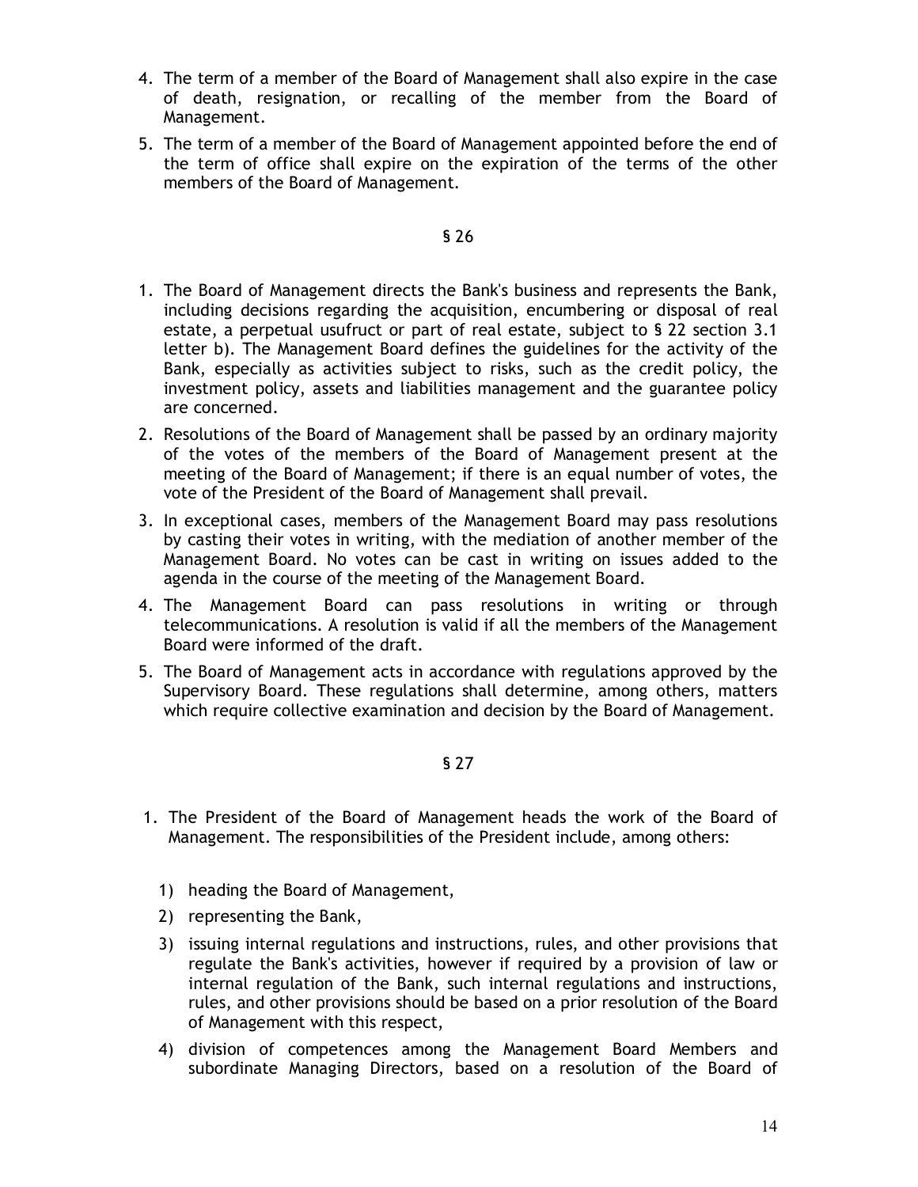4. The term of a member of the Board of Management shall also expire in the case of death, resignation, or recalling of the member from the Board of Management.
5. The term of a member of the Board of Management appointed before the end of the term of office shall expire on the expiration of the terms of the other members of the Board of Management.

§ 26

1. The Board of Management directs the Bank's business and represents the Bank, including decisions regarding the acquisition, encumbering or disposal of real estate, a perpetual usufruct or part of real estate, subject to § 22 section 3.1 letter b). The Management Board defines the guidelines for the activity of the Bank, especially as activities subject to risks, such as the credit policy, the investment policy, assets and liabilities management and the guarantee policy are concerned.
2. Resolutions of the Board of Management shall be passed by an ordinary majority of the votes of the members of the Board of Management present at the meeting of the Board of Management; if there is an equal number of votes, the vote of the President of the Board of Management shall prevail.
3. In exceptional cases, members of the Management Board may pass resolutions by casting their votes in writing, with the mediation of another member of the Management Board. No votes can be cast in writing on issues added to the agenda in the course of the meeting of the Management Board.
4. The Management Board can pass resolutions in writing or through telecommunications. A resolution is valid if all the members of the Management Board were informed of the draft.
5. The Board of Management acts in accordance with regulations approved by the Supervisory Board. These regulations shall determine, among others, matters which require collective examination and decision by the Board of Management.

§ 27

1. The President of the Board of Management heads the work of the Board of Management. The responsibilities of the President include, among others:

   1) heading the Board of Management,
   2) representing the Bank,
   3) issuing internal regulations and instructions, rules, and other provisions that regulate the Bank's activities, however if required by a provision of law or internal regulation of the Bank, such internal regulations and instructions, rules, and other provisions should be based on a prior resolution of the Board of Management with this respect,
   4) division of competences among the Management Board Members and subordinate Managing Directors, based on a resolution of the Board of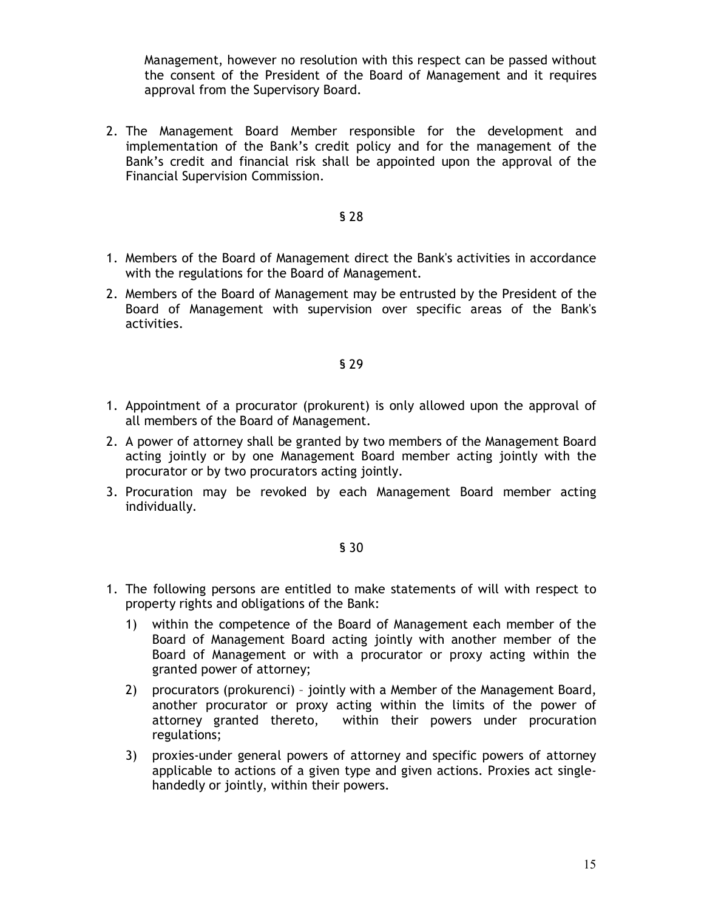Management, however no resolution with this respect can be passed without the consent of the President of the Board of Management and it requires approval from the Supervisory Board.

2. The Management Board Member responsible for the development and implementation of the Bank's credit policy and for the management of the Bank's credit and financial risk shall be appointed upon the approval of the Financial Supervision Commission.

§ 28

1. Members of the Board of Management direct the Bank's activities in accordance with the regulations for the Board of Management.
2. Members of the Board of Management may be entrusted by the President of the Board of Management with supervision over specific areas of the Bank's activities.

§ 29

1. Appointment of a procurator (prokurent) is only allowed upon the approval of all members of the Board of Management.
2. A power of attorney shall be granted by two members of the Management Board acting jointly or by one Management Board member acting jointly with the procurator or by two procurators acting jointly.
3. Procuration may be revoked by each Management Board member acting individually.

§ 30

1. The following persons are entitled to make statements of will with respect to property rights and obligations of the Bank:
   1) within the competence of the Board of Management each member of the Board of Management Board acting jointly with another member of the Board of Management or with a procurator or proxy acting within the granted power of attorney;
   2) procurators (prokurenci) – jointly with a Member of the Management Board, another procurator or proxy acting within the limits of the power of attorney granted thereto, within their powers under procuration regulations;
   3) proxies-under general powers of attorney and specific powers of attorney applicable to actions of a given type and given actions. Proxies act single-handedly or jointly, within their powers.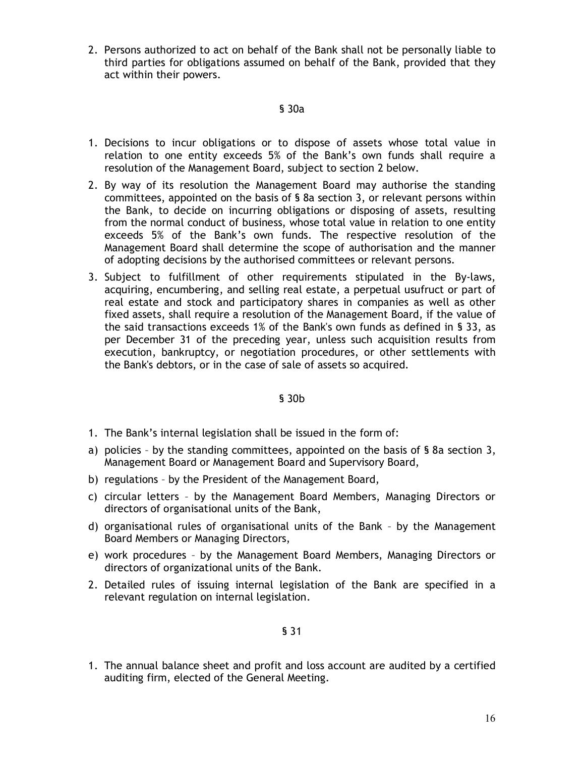2. Persons authorized to act on behalf of the Bank shall not be personally liable to third parties for obligations assumed on behalf of the Bank, provided that they act within their powers.

§ 30a

1. Decisions to incur obligations or to dispose of assets whose total value in relation to one entity exceeds 5% of the Bank's own funds shall require a resolution of the Management Board, subject to section 2 below.
2. By way of its resolution the Management Board may authorise the standing committees, appointed on the basis of § 8a section 3, or relevant persons within the Bank, to decide on incurring obligations or disposing of assets, resulting from the normal conduct of business, whose total value in relation to one entity exceeds 5% of the Bank's own funds. The respective resolution of the Management Board shall determine the scope of authorisation and the manner of adopting decisions by the authorised committees or relevant persons.
3. Subject to fulfillment of other requirements stipulated in the By-laws, acquiring, encumbering, and selling real estate, a perpetual usufruct or part of real estate and stock and participatory shares in companies as well as other fixed assets, shall require a resolution of the Management Board, if the value of the said transactions exceeds 1% of the Bank's own funds as defined in § 33, as per December 31 of the preceding year, unless such acquisition results from execution, bankruptcy, or negotiation procedures, or other settlements with the Bank's debtors, or in the case of sale of assets so acquired.

§ 30b

1. The Bank's internal legislation shall be issued in the form of:
a) policies – by the standing committees, appointed on the basis of § 8a section 3, Management Board or Management Board and Supervisory Board,
b) regulations – by the President of the Management Board,
c) circular letters – by the Management Board Members, Managing Directors or directors of organisational units of the Bank,
d) organisational rules of organisational units of the Bank – by the Management Board Members or Managing Directors,
e) work procedures – by the Management Board Members, Managing Directors or directors of organizational units of the Bank.
2. Detailed rules of issuing internal legislation of the Bank are specified in a relevant regulation on internal legislation.

§ 31

1. The annual balance sheet and profit and loss account are audited by a certified auditing firm, elected of the General Meeting.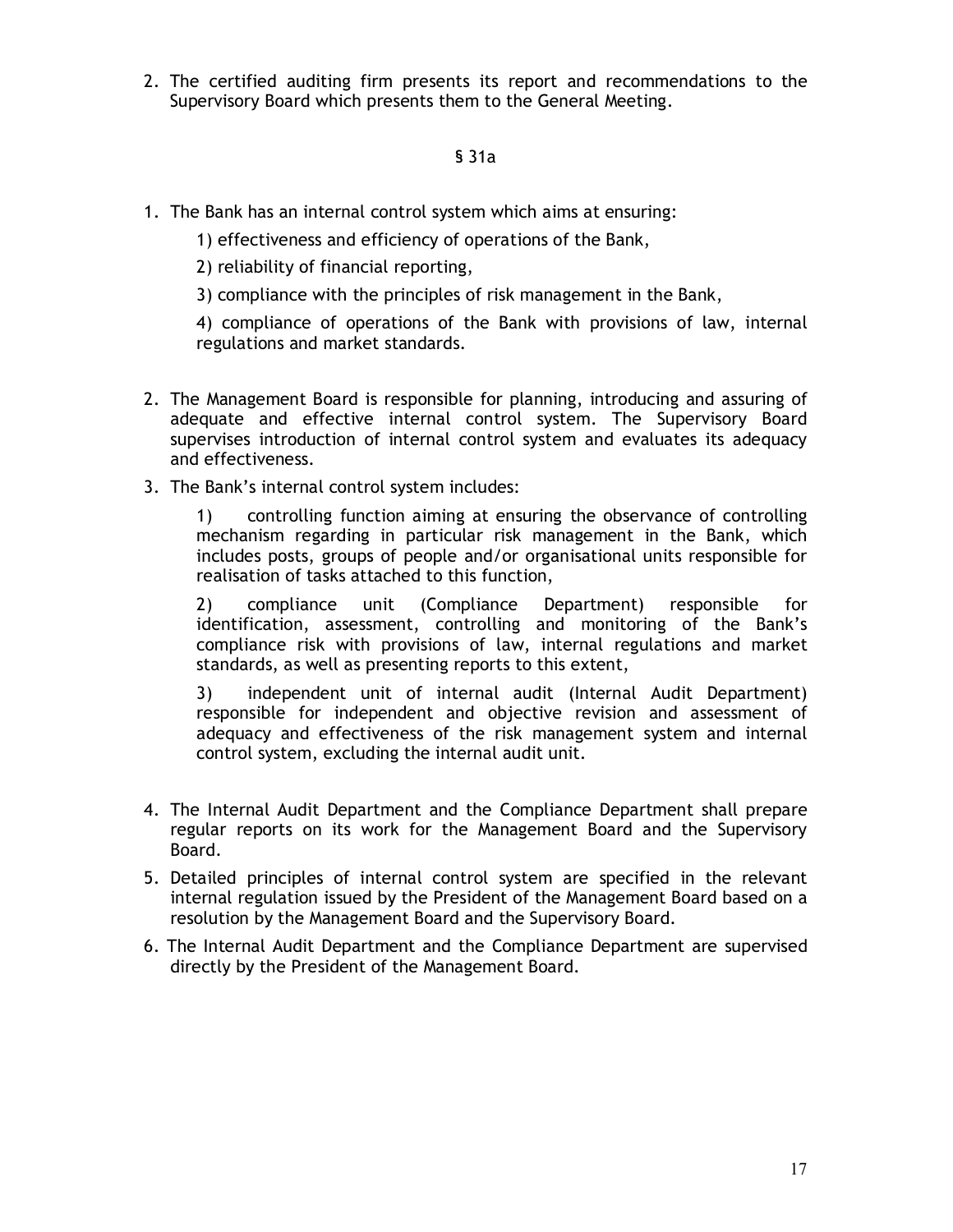2. The certified auditing firm presents its report and recommendations to the Supervisory Board which presents them to the General Meeting.

## § 31a

1. The Bank has an internal control system which aims at ensuring:

    1) effectiveness and efficiency of operations of the Bank,

    2) reliability of financial reporting,

    3) compliance with the principles of risk management in the Bank,

    4) compliance of operations of the Bank with provisions of law, internal regulations and market standards.

2. The Management Board is responsible for planning, introducing and assuring of adequate and effective internal control system. The Supervisory Board supervises introduction of internal control system and evaluates its adequacy and effectiveness.

3. The Bank's internal control system includes:

    1) controlling function aiming at ensuring the observance of controlling mechanism regarding in particular risk management in the Bank, which includes posts, groups of people and/or organisational units responsible for realisation of tasks attached to this function,

    2) compliance unit (Compliance Department) responsible for identification, assessment, controlling and monitoring of the Bank's compliance risk with provisions of law, internal regulations and market standards, as well as presenting reports to this extent,

    3) independent unit of internal audit (Internal Audit Department) responsible for independent and objective revision and assessment of adequacy and effectiveness of the risk management system and internal control system, excluding the internal audit unit.

4. The Internal Audit Department and the Compliance Department shall prepare regular reports on its work for the Management Board and the Supervisory Board.

5. Detailed principles of internal control system are specified in the relevant internal regulation issued by the President of the Management Board based on a resolution by the Management Board and the Supervisory Board.

6. The Internal Audit Department and the Compliance Department are supervised directly by the President of the Management Board.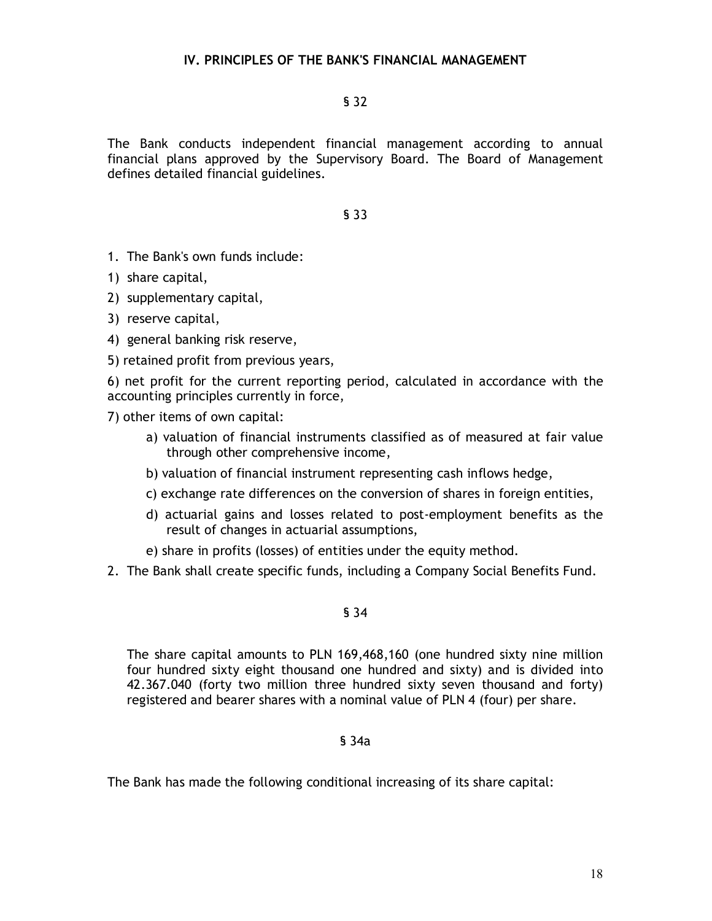## IV. PRINCIPLES OF THE BANK'S FINANCIAL MANAGEMENT

§ 32

The Bank conducts independent financial management according to annual financial plans approved by the Supervisory Board. The Board of Management defines detailed financial guidelines.

§ 33

1. The Bank's own funds include:
1) share capital,
2) supplementary capital,
3) reserve capital,
4) general banking risk reserve,
5) retained profit from previous years,
6) net profit for the current reporting period, calculated in accordance with the accounting principles currently in force,
7) other items of own capital:
    a) valuation of financial instruments classified as of measured at fair value through other comprehensive income,
    b) valuation of financial instrument representing cash inflows hedge,
    c) exchange rate differences on the conversion of shares in foreign entities,
    d) actuarial gains and losses related to post-employment benefits as the result of changes in actuarial assumptions,
    e) share in profits (losses) of entities under the equity method.
2. The Bank shall create specific funds, including a Company Social Benefits Fund.

§ 34

The share capital amounts to PLN 169,468,160 (one hundred sixty nine million four hundred sixty eight thousand one hundred and sixty) and is divided into 42.367.040 (forty two million three hundred sixty seven thousand and forty) registered and bearer shares with a nominal value of PLN 4 (four) per share.

§ 34a

The Bank has made the following conditional increasing of its share capital: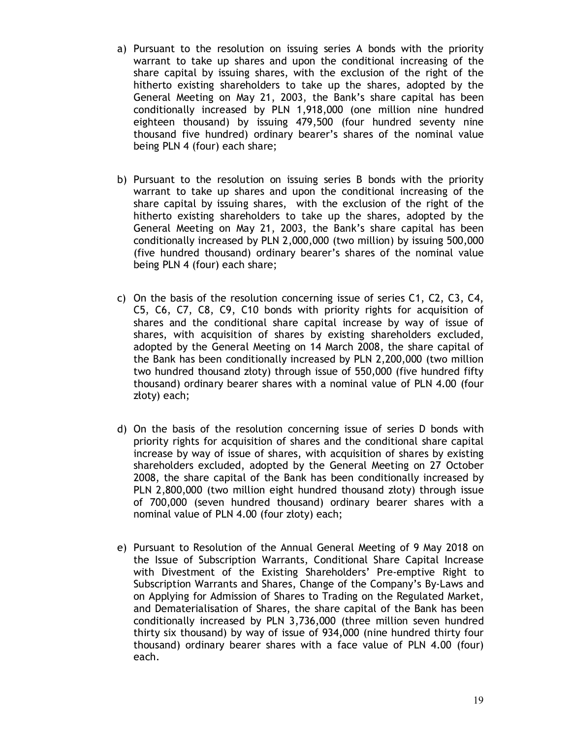a) Pursuant to the resolution on issuing series A bonds with the priority warrant to take up shares and upon the conditional increasing of the share capital by issuing shares, with the exclusion of the right of the hitherto existing shareholders to take up the shares, adopted by the General Meeting on May 21, 2003, the Bank's share capital has been conditionally increased by PLN 1,918,000 (one million nine hundred eighteen thousand) by issuing 479,500 (four hundred seventy nine thousand five hundred) ordinary bearer's shares of the nominal value being PLN 4 (four) each share;

b) Pursuant to the resolution on issuing series B bonds with the priority warrant to take up shares and upon the conditional increasing of the share capital by issuing shares, with the exclusion of the right of the hitherto existing shareholders to take up the shares, adopted by the General Meeting on May 21, 2003, the Bank's share capital has been conditionally increased by PLN 2,000,000 (two million) by issuing 500,000 (five hundred thousand) ordinary bearer's shares of the nominal value being PLN 4 (four) each share;

c) On the basis of the resolution concerning issue of series C1, C2, C3, C4, C5, C6, C7, C8, C9, C10 bonds with priority rights for acquisition of shares and the conditional share capital increase by way of issue of shares, with acquisition of shares by existing shareholders excluded, adopted by the General Meeting on 14 March 2008, the share capital of the Bank has been conditionally increased by PLN 2,200,000 (two million two hundred thousand złoty) through issue of 550,000 (five hundred fifty thousand) ordinary bearer shares with a nominal value of PLN 4.00 (four złoty) each;

d) On the basis of the resolution concerning issue of series D bonds with priority rights for acquisition of shares and the conditional share capital increase by way of issue of shares, with acquisition of shares by existing shareholders excluded, adopted by the General Meeting on 27 October 2008, the share capital of the Bank has been conditionally increased by PLN 2,800,000 (two million eight hundred thousand złoty) through issue of 700,000 (seven hundred thousand) ordinary bearer shares with a nominal value of PLN 4.00 (four złoty) each;

e) Pursuant to Resolution of the Annual General Meeting of 9 May 2018 on the Issue of Subscription Warrants, Conditional Share Capital Increase with Divestment of the Existing Shareholders' Pre-emptive Right to Subscription Warrants and Shares, Change of the Company's By-Laws and on Applying for Admission of Shares to Trading on the Regulated Market, and Dematerialisation of Shares, the share capital of the Bank has been conditionally increased by PLN 3,736,000 (three million seven hundred thirty six thousand) by way of issue of 934,000 (nine hundred thirty four thousand) ordinary bearer shares with a face value of PLN 4.00 (four) each.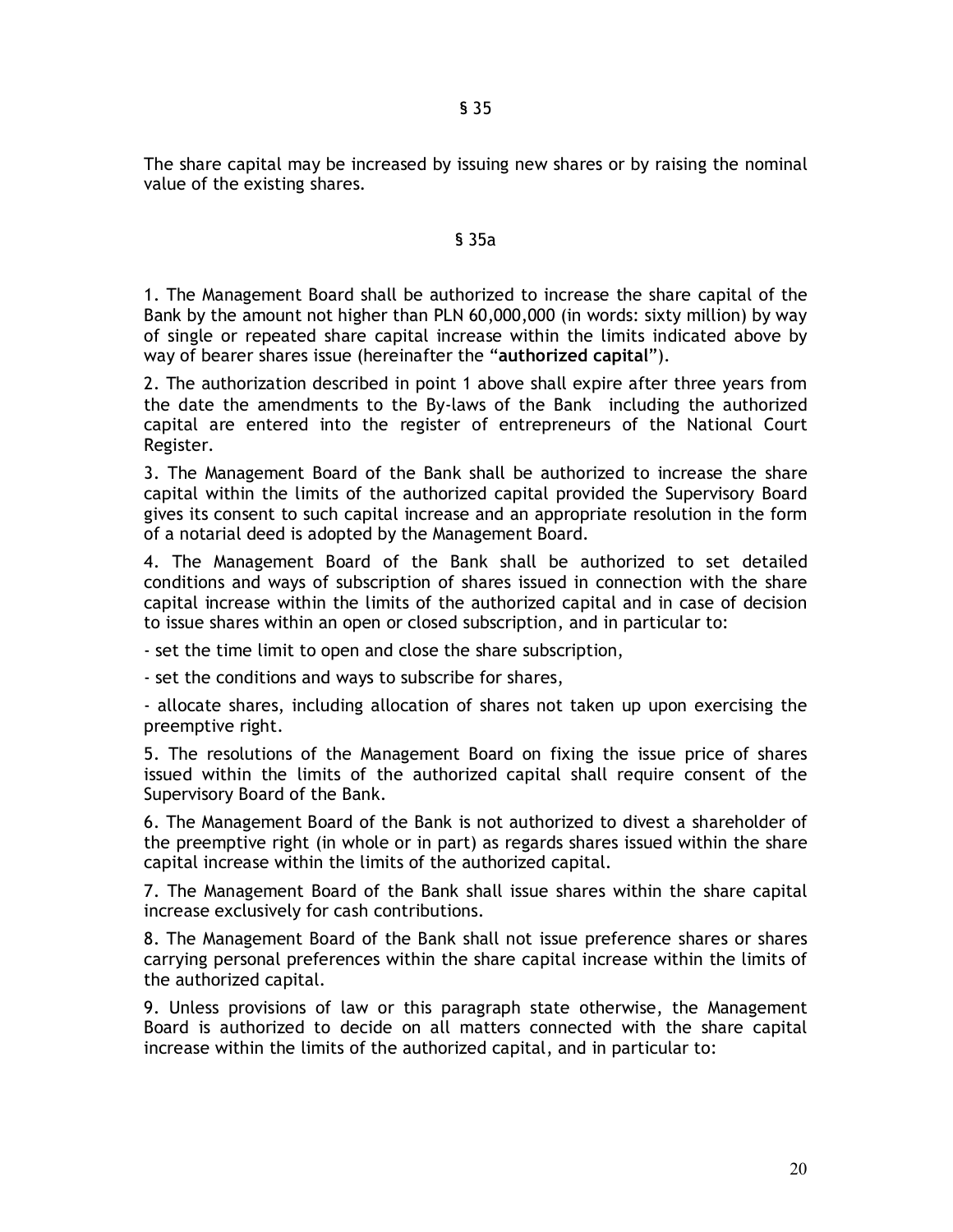## § 35

The share capital may be increased by issuing new shares or by raising the nominal value of the existing shares.

## § 35a

1. The Management Board shall be authorized to increase the share capital of the Bank by the amount not higher than PLN 60,000,000 (in words: sixty million) by way of single or repeated share capital increase within the limits indicated above by way of bearer shares issue (hereinafter the "**authorized capital**").

2. The authorization described in point 1 above shall expire after three years from the date the amendments to the By-laws of the Bank including the authorized capital are entered into the register of entrepreneurs of the National Court Register.

3. The Management Board of the Bank shall be authorized to increase the share capital within the limits of the authorized capital provided the Supervisory Board gives its consent to such capital increase and an appropriate resolution in the form of a notarial deed is adopted by the Management Board.

4. The Management Board of the Bank shall be authorized to set detailed conditions and ways of subscription of shares issued in connection with the share capital increase within the limits of the authorized capital and in case of decision to issue shares within an open or closed subscription, and in particular to:

- set the time limit to open and close the share subscription,
- set the conditions and ways to subscribe for shares,
- allocate shares, including allocation of shares not taken up upon exercising the preemptive right.

5. The resolutions of the Management Board on fixing the issue price of shares issued within the limits of the authorized capital shall require consent of the Supervisory Board of the Bank.

6. The Management Board of the Bank is not authorized to divest a shareholder of the preemptive right (in whole or in part) as regards shares issued within the share capital increase within the limits of the authorized capital.

7. The Management Board of the Bank shall issue shares within the share capital increase exclusively for cash contributions.

8. The Management Board of the Bank shall not issue preference shares or shares carrying personal preferences within the share capital increase within the limits of the authorized capital.

9. Unless provisions of law or this paragraph state otherwise, the Management Board is authorized to decide on all matters connected with the share capital increase within the limits of the authorized capital, and in particular to: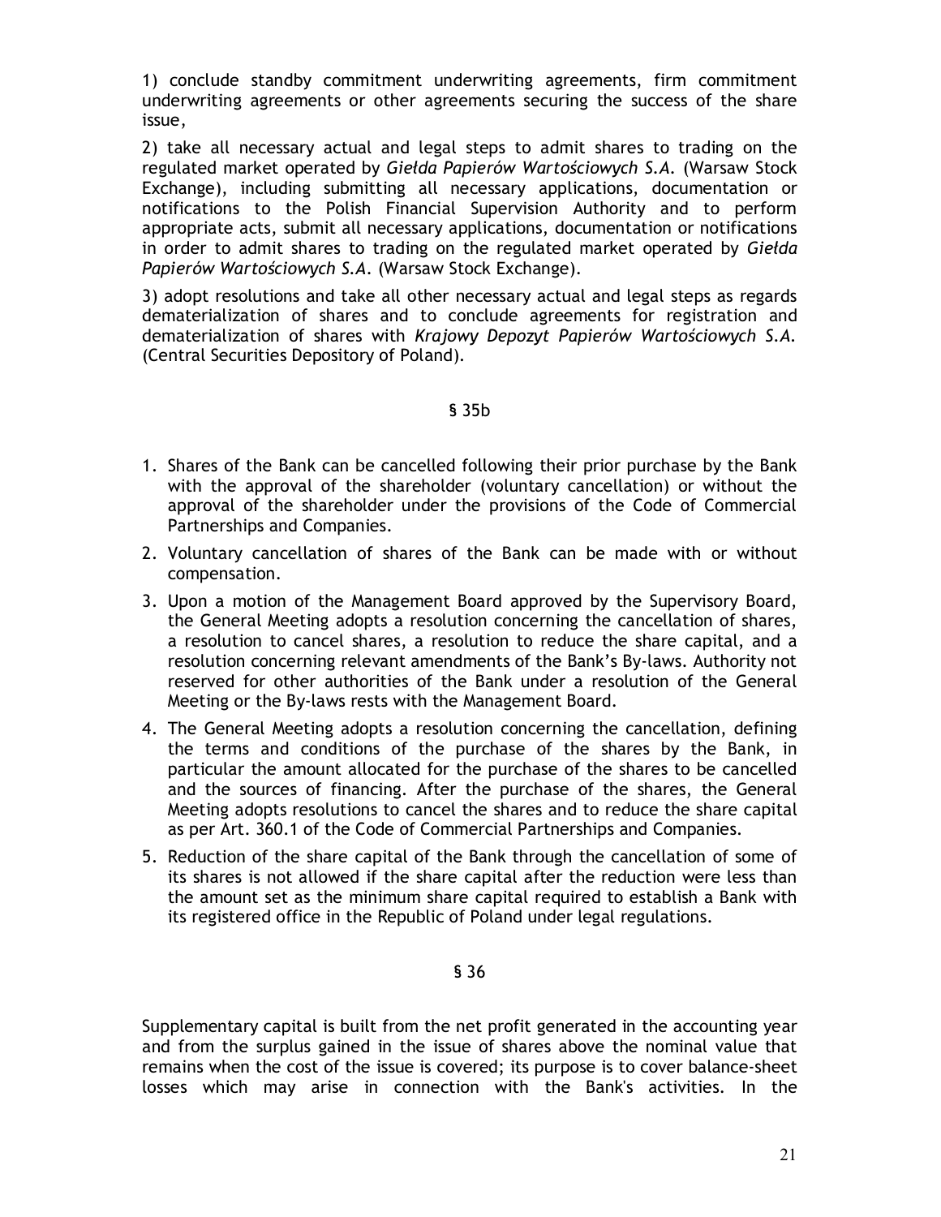1) conclude standby commitment underwriting agreements, firm commitment underwriting agreements or other agreements securing the success of the share issue,

2) take all necessary actual and legal steps to admit shares to trading on the regulated market operated by *Giełda Papierów Wartościowych S.A.* (Warsaw Stock Exchange), including submitting all necessary applications, documentation or notifications to the Polish Financial Supervision Authority and to perform appropriate acts, submit all necessary applications, documentation or notifications in order to admit shares to trading on the regulated market operated by *Giełda Papierów Wartościowych S.A.* (Warsaw Stock Exchange).

3) adopt resolutions and take all other necessary actual and legal steps as regards dematerialization of shares and to conclude agreements for registration and dematerialization of shares with *Krajowy Depozyt Papierów Wartościowych S.A.* (Central Securities Depository of Poland).

§ 35b

1. Shares of the Bank can be cancelled following their prior purchase by the Bank with the approval of the shareholder (voluntary cancellation) or without the approval of the shareholder under the provisions of the Code of Commercial Partnerships and Companies.
2. Voluntary cancellation of shares of the Bank can be made with or without compensation.
3. Upon a motion of the Management Board approved by the Supervisory Board, the General Meeting adopts a resolution concerning the cancellation of shares, a resolution to cancel shares, a resolution to reduce the share capital, and a resolution concerning relevant amendments of the Bank's By-laws. Authority not reserved for other authorities of the Bank under a resolution of the General Meeting or the By-laws rests with the Management Board.
4. The General Meeting adopts a resolution concerning the cancellation, defining the terms and conditions of the purchase of the shares by the Bank, in particular the amount allocated for the purchase of the shares to be cancelled and the sources of financing. After the purchase of the shares, the General Meeting adopts resolutions to cancel the shares and to reduce the share capital as per Art. 360.1 of the Code of Commercial Partnerships and Companies.
5. Reduction of the share capital of the Bank through the cancellation of some of its shares is not allowed if the share capital after the reduction were less than the amount set as the minimum share capital required to establish a Bank with its registered office in the Republic of Poland under legal regulations.

§ 36

Supplementary capital is built from the net profit generated in the accounting year and from the surplus gained in the issue of shares above the nominal value that remains when the cost of the issue is covered; its purpose is to cover balance-sheet losses which may arise in connection with the Bank's activities. In the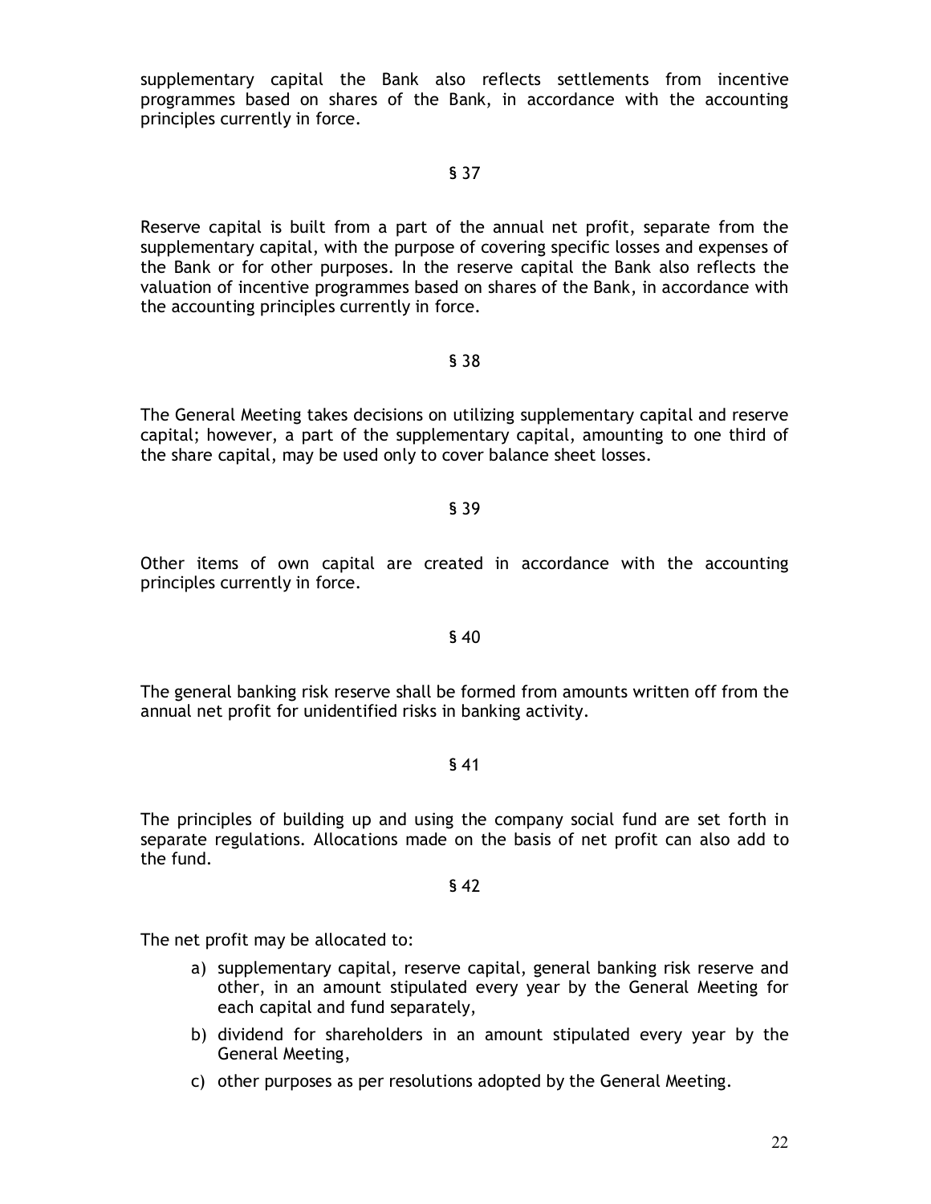supplementary capital the Bank also reflects settlements from incentive programmes based on shares of the Bank, in accordance with the accounting principles currently in force.

§ 37

Reserve capital is built from a part of the annual net profit, separate from the supplementary capital, with the purpose of covering specific losses and expenses of the Bank or for other purposes. In the reserve capital the Bank also reflects the valuation of incentive programmes based on shares of the Bank, in accordance with the accounting principles currently in force.

§ 38

The General Meeting takes decisions on utilizing supplementary capital and reserve capital; however, a part of the supplementary capital, amounting to one third of the share capital, may be used only to cover balance sheet losses.

§ 39

Other items of own capital are created in accordance with the accounting principles currently in force.

§ 40

The general banking risk reserve shall be formed from amounts written off from the annual net profit for unidentified risks in banking activity.

§ 41

The principles of building up and using the company social fund are set forth in separate regulations. Allocations made on the basis of net profit can also add to the fund.

§ 42

The net profit may be allocated to:

a) supplementary capital, reserve capital, general banking risk reserve and other, in an amount stipulated every year by the General Meeting for each capital and fund separately,

b) dividend for shareholders in an amount stipulated every year by the General Meeting,

c) other purposes as per resolutions adopted by the General Meeting.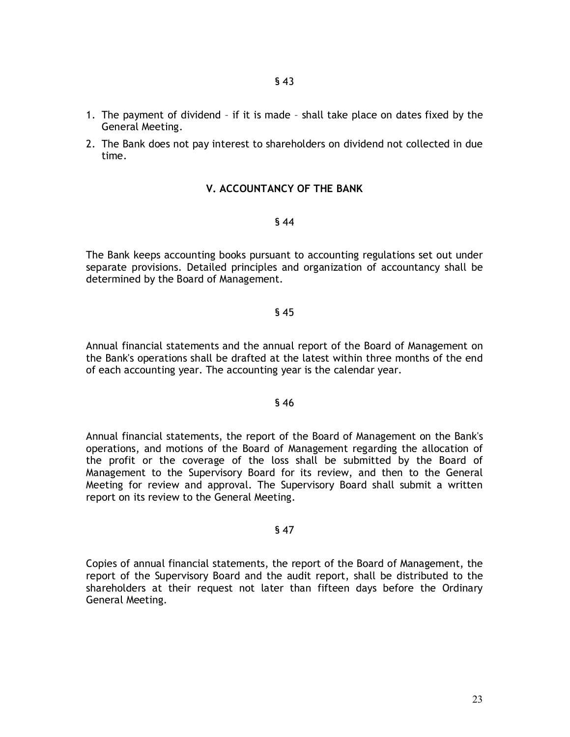§ 43

1. The payment of dividend – if it is made – shall take place on dates fixed by the General Meeting.
2. The Bank does not pay interest to shareholders on dividend not collected in due time.

## V. ACCOUNTANCY OF THE BANK

§ 44

The Bank keeps accounting books pursuant to accounting regulations set out under separate provisions. Detailed principles and organization of accountancy shall be determined by the Board of Management.

§ 45

Annual financial statements and the annual report of the Board of Management on the Bank's operations shall be drafted at the latest within three months of the end of each accounting year. The accounting year is the calendar year.

§ 46

Annual financial statements, the report of the Board of Management on the Bank's operations, and motions of the Board of Management regarding the allocation of the profit or the coverage of the loss shall be submitted by the Board of Management to the Supervisory Board for its review, and then to the General Meeting for review and approval. The Supervisory Board shall submit a written report on its review to the General Meeting.

§ 47

Copies of annual financial statements, the report of the Board of Management, the report of the Supervisory Board and the audit report, shall be distributed to the shareholders at their request not later than fifteen days before the Ordinary General Meeting.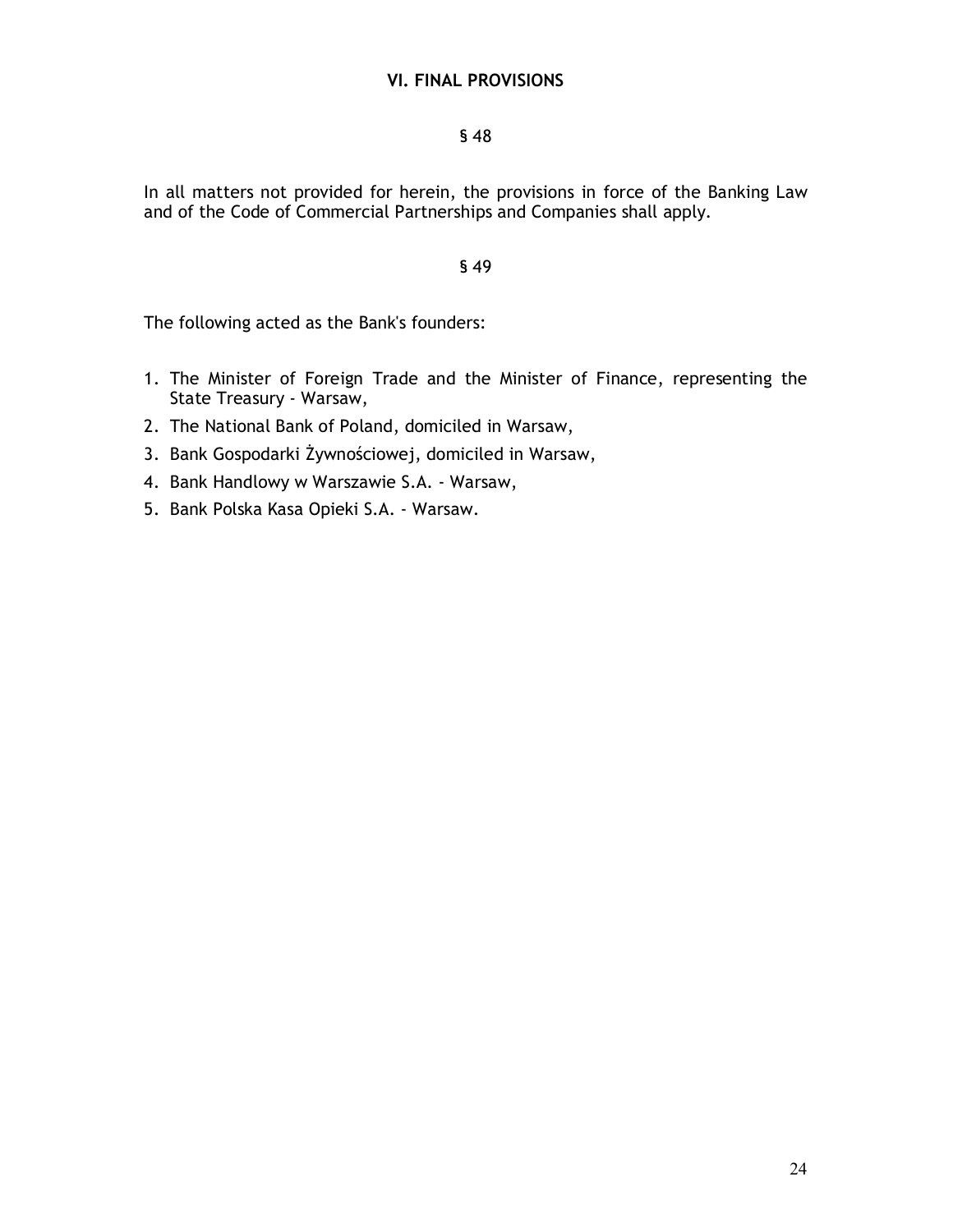## VI. FINAL PROVISIONS

§ 48

In all matters not provided for herein, the provisions in force of the Banking Law and of the Code of Commercial Partnerships and Companies shall apply.

§ 49

The following acted as the Bank's founders:

1. The Minister of Foreign Trade and the Minister of Finance, representing the State Treasury - Warsaw,
2. The National Bank of Poland, domiciled in Warsaw,
3. Bank Gospodarki Żywnościowej, domiciled in Warsaw,
4. Bank Handlowy w Warszawie S.A. - Warsaw,
5. Bank Polska Kasa Opieki S.A. - Warsaw.